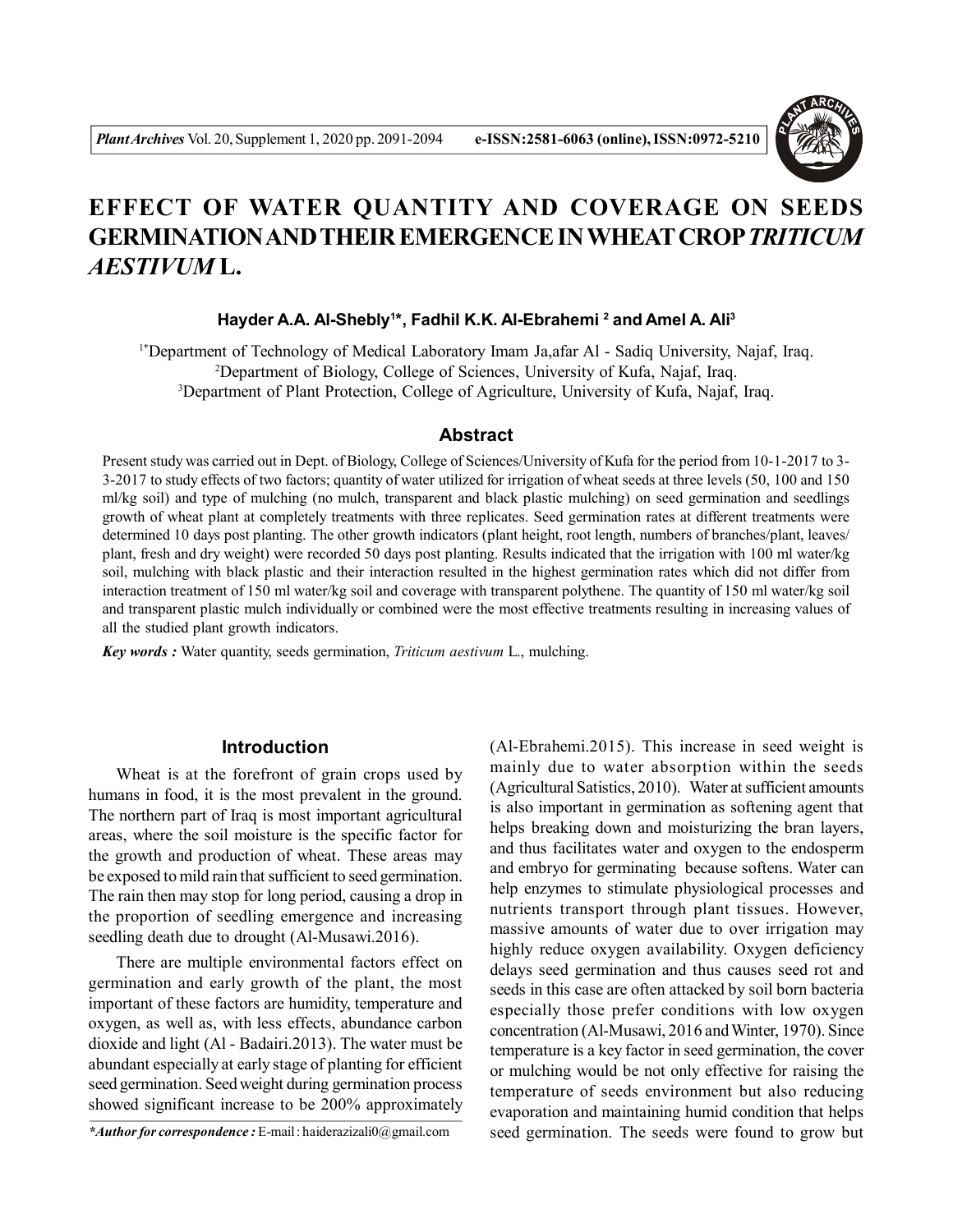# EFFECT OF WATER QUANTITY AND COVERAGE ON SEEDS GERMINATION AND THEIR EMERGENCE IN WHEAT CROP *TRITICUM AESTIVUM* L.

**Hayder A.A. Al-Shebly[1]*, Fadhil K.K. Al-Ebrahemi [2] and Amel A. Ali[3]**

[1*]Department of Technology of Medical Laboratory Imam Ja,afar Al - Sadiq University, Najaf, Iraq.
[2]Department of Biology, College of Sciences, University of Kufa, Najaf, Iraq.
[3]Department of Plant Protection, College of Agriculture, University of Kufa, Najaf, Iraq.

## Abstract

Present study was carried out in Dept. of Biology, College of Sciences/University of Kufa for the period from 10-1-2017 to 3-3-2017 to study effects of two factors; quantity of water utilized for irrigation of wheat seeds at three levels (50, 100 and 150 ml/kg soil) and type of mulching (no mulch, transparent and black plastic mulching) on seed germination and seedlings growth of wheat plant at completely treatments with three replicates. Seed germination rates at different treatments were determined 10 days post planting. The other growth indicators (plant height, root length, numbers of branches/plant, leaves/plant, fresh and dry weight) were recorded 50 days post planting. Results indicated that the irrigation with 100 ml water/kg soil, mulching with black plastic and their interaction resulted in the highest germination rates which did not differ from interaction treatment of 150 ml water/kg soil and coverage with transparent polythene. The quantity of 150 ml water/kg soil and transparent plastic mulch individually or combined were the most effective treatments resulting in increasing values of all the studied plant growth indicators.

***Key words :*** Water quantity, seeds germination, *Triticum aestivum* L., mulching.

## Introduction

Wheat is at the forefront of grain crops used by humans in food, it is the most prevalent in the ground. The northern part of Iraq is most important agricultural areas, where the soil moisture is the specific factor for the growth and production of wheat. These areas may be exposed to mild rain that sufficient to seed germination. The rain then may stop for long period, causing a drop in the proportion of seedling emergence and increasing seedling death due to drought (Al-Musawi.2016).

There are multiple environmental factors effect on germination and early growth of the plant, the most important of these factors are humidity, temperature and oxygen, as well as, with less effects, abundance carbon dioxide and light (Al - Badairi.2013). The water must be abundant especially at early stage of planting for efficient seed germination. Seed weight during germination process showed significant increase to be 200% approximately (Al-Ebrahemi.2015). This increase in seed weight is mainly due to water absorption within the seeds (Agricultural Satistics, 2010). Water at sufficient amounts is also important in germination as softening agent that helps breaking down and moisturizing the bran layers, and thus facilitates water and oxygen to the endosperm and embryo for germinating because softens. Water can help enzymes to stimulate physiological processes and nutrients transport through plant tissues. However, massive amounts of water due to over irrigation may highly reduce oxygen availability. Oxygen deficiency delays seed germination and thus causes seed rot and seeds in this case are often attacked by soil born bacteria especially those prefer conditions with low oxygen concentration (Al-Musawi, 2016 and Winter, 1970). Since temperature is a key factor in seed germination, the cover or mulching would be not only effective for raising the temperature of seeds environment but also reducing evaporation and maintaining humid condition that helps seed germination. The seeds were found to grow but

***Author for correspondence :** E-mail : haiderazizali0@gmail.com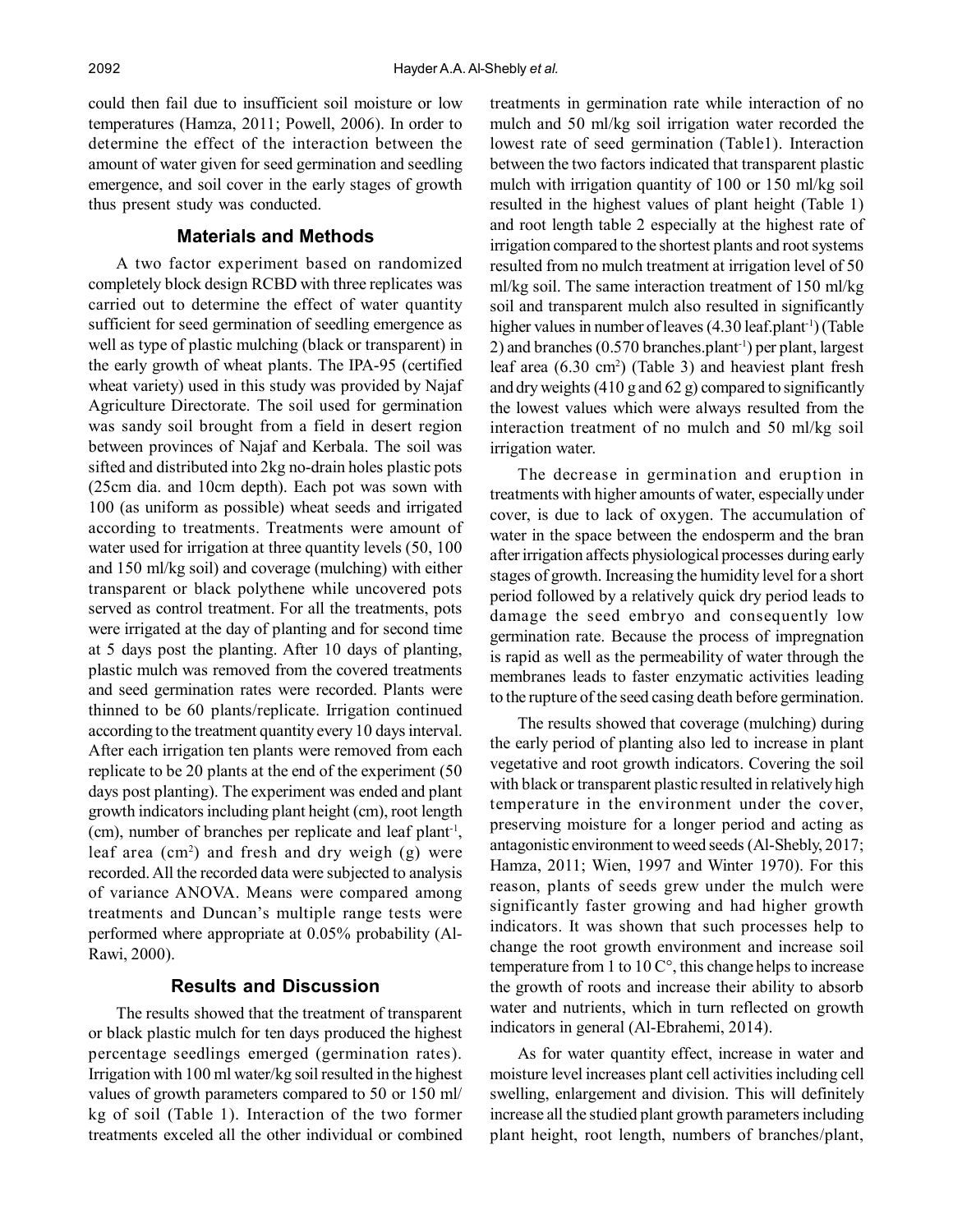could then fail due to insufficient soil moisture or low temperatures (Hamza, 2011; Powell, 2006). In order to determine the effect of the interaction between the amount of water given for seed germination and seedling emergence, and soil cover in the early stages of growth thus present study was conducted.

## Materials and Methods

A two factor experiment based on randomized completely block design RCBD with three replicates was carried out to determine the effect of water quantity sufficient for seed germination of seedling emergence as well as type of plastic mulching (black or transparent) in the early growth of wheat plants. The IPA-95 (certified wheat variety) used in this study was provided by Najaf Agriculture Directorate. The soil used for germination was sandy soil brought from a field in desert region between provinces of Najaf and Kerbala. The soil was sifted and distributed into 2kg no-drain holes plastic pots (25cm dia. and 10cm depth). Each pot was sown with 100 (as uniform as possible) wheat seeds and irrigated according to treatments. Treatments were amount of water used for irrigation at three quantity levels (50, 100 and 150 ml/kg soil) and coverage (mulching) with either transparent or black polythene while uncovered pots served as control treatment. For all the treatments, pots were irrigated at the day of planting and for second time at 5 days post the planting. After 10 days of planting, plastic mulch was removed from the covered treatments and seed germination rates were recorded. Plants were thinned to be 60 plants/replicate. Irrigation continued according to the treatment quantity every 10 days interval. After each irrigation ten plants were removed from each replicate to be 20 plants at the end of the experiment (50 days post planting). The experiment was ended and plant growth indicators including plant height (cm), root length (cm), number of branches per replicate and leaf plant$^{-1}$, leaf area (cm$^2$) and fresh and dry weigh (g) were recorded. All the recorded data were subjected to analysis of variance ANOVA. Means were compared among treatments and Duncan's multiple range tests were performed where appropriate at 0.05% probability (Al-Rawi, 2000).

## Results and Discussion

The results showed that the treatment of transparent or black plastic mulch for ten days produced the highest percentage seedlings emerged (germination rates). Irrigation with 100 ml water/kg soil resulted in the highest values of growth parameters compared to 50 or 150 ml/kg of soil (Table 1). Interaction of the two former treatments exceled all the other individual or combined treatments in germination rate while interaction of no mulch and 50 ml/kg soil irrigation water recorded the lowest rate of seed germination (Table1). Interaction between the two factors indicated that transparent plastic mulch with irrigation quantity of 100 or 150 ml/kg soil resulted in the highest values of plant height (Table 1) and root length table 2 especially at the highest rate of irrigation compared to the shortest plants and root systems resulted from no mulch treatment at irrigation level of 50 ml/kg soil. The same interaction treatment of 150 ml/kg soil and transparent mulch also resulted in significantly higher values in number of leaves (4.30 leaf.plant$^{-1}$) (Table 2) and branches (0.570 branches.plant$^{-1}$) per plant, largest leaf area (6.30 cm$^2$) (Table 3) and heaviest plant fresh and dry weights (410 g and 62 g) compared to significantly the lowest values which were always resulted from the interaction treatment of no mulch and 50 ml/kg soil irrigation water.

The decrease in germination and eruption in treatments with higher amounts of water, especially under cover, is due to lack of oxygen. The accumulation of water in the space between the endosperm and the bran after irrigation affects physiological processes during early stages of growth. Increasing the humidity level for a short period followed by a relatively quick dry period leads to damage the seed embryo and consequently low germination rate. Because the process of impregnation is rapid as well as the permeability of water through the membranes leads to faster enzymatic activities leading to the rupture of the seed casing death before germination.

The results showed that coverage (mulching) during the early period of planting also led to increase in plant vegetative and root growth indicators. Covering the soil with black or transparent plastic resulted in relatively high temperature in the environment under the cover, preserving moisture for a longer period and acting as antagonistic environment to weed seeds (Al-Shebly, 2017; Hamza, 2011; Wien, 1997 and Winter 1970). For this reason, plants of seeds grew under the mulch were significantly faster growing and had higher growth indicators. It was shown that such processes help to change the root growth environment and increase soil temperature from 1 to 10 C°, this change helps to increase the growth of roots and increase their ability to absorb water and nutrients, which in turn reflected on growth indicators in general (Al-Ebrahemi, 2014).

As for water quantity effect, increase in water and moisture level increases plant cell activities including cell swelling, enlargement and division. This will definitely increase all the studied plant growth parameters including plant height, root length, numbers of branches/plant,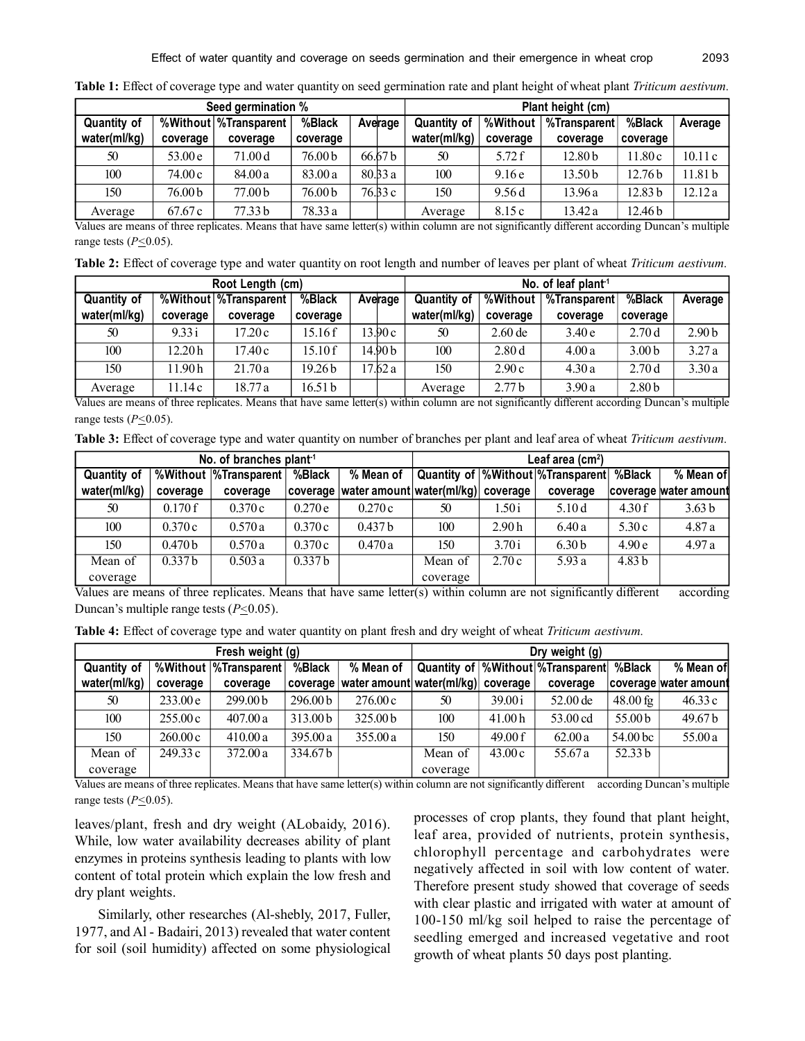**Table 1:** Effect of coverage type and water quantity on seed germination rate and plant height of wheat plant *Triticum aestivum*.

| Seed germination % | | | | | Plant height (cm) | | | | |
|---|---|---|---|---|---|---|---|---|---|
| Quantity of water(ml/kg) | %Without coverage | %Transparent coverage | %Black coverage | Average | Quantity of water(ml/kg) | %Without coverage | %Transparent coverage | %Black coverage | Average |
| 50 | 53.00 e | 71.00 d | 76.00 b | 66.67 b | 50 | 5.72 f | 12.80 b | 11.80 c | 10.11 c |
| 100 | 74.00 c | 84.00 a | 83.00 a | 80.33 a | 100 | 9.16 e | 13.50 b | 12.76 b | 11.81 b |
| 150 | 76.00 b | 77.00 b | 76.00 b | 76.33 c | 150 | 9.56 d | 13.96 a | 12.83 b | 12.12 a |
| Average | 67.67 c | 77.33 b | 78.33 a | | Average | 8.15 c | 13.42 a | 12.46 b | |

Values are means of three replicates. Means that have same letter(s) within column are not significantly different according Duncan's multiple range tests ($P \leq 0.05$).

**Table 2:** Effect of coverage type and water quantity on root length and number of leaves per plant of wheat *Triticum aestivum*.

| Root Length (cm) | | | | | No. of leaf plant$^{-1}$ | | | | |
|---|---|---|---|---|---|---|---|---|---|
| Quantity of water(ml/kg) | %Without coverage | %Transparent coverage | %Black coverage | Average | Quantity of water(ml/kg) | %Without coverage | %Transparent coverage | %Black coverage | Average |
| 50 | 9.33 i | 17.20 c | 15.16 f | 13.90 c | 50 | 2.60 de | 3.40 e | 2.70 d | 2.90 b |
| 100 | 12.20 h | 17.40 c | 15.10 f | 14.90 b | 100 | 2.80 d | 4.00 a | 3.00 b | 3.27 a |
| 150 | 11.90 h | 21.70 a | 19.26 b | 17.62 a | 150 | 2.90 c | 4.30 a | 2.70 d | 3.30 a |
| Average | 11.14 c | 18.77 a | 16.51 b | | Average | 2.77 b | 3.90 a | 2.80 b | |

Values are means of three replicates. Means that have same letter(s) within column are not significantly different according Duncan's multiple range tests ($P \leq 0.05$).

**Table 3:** Effect of coverage type and water quantity on number of branches per plant and leaf area of wheat *Triticum aestivum*.

| No. of branches plant$^{-1}$ | | | | | Leaf area (cm$^2$) | | | | |
|---|---|---|---|---|---|---|---|---|---|
| Quantity of water(ml/kg) | %Without coverage | %Transparent coverage | %Black coverage | % Mean of water amount | Quantity of water(ml/kg) | %Without coverage | %Transparent coverage | %Black coverage | % Mean of water amount |
| 50 | 0.170 f | 0.370 c | 0.270 e | 0.270 c | 50 | 1.50 i | 5.10 d | 4.30 f | 3.63 b |
| 100 | 0.370 c | 0.570 a | 0.370 c | 0.437 b | 100 | 2.90 h | 6.40 a | 5.30 c | 4.87 a |
| 150 | 0.470 b | 0.570 a | 0.370 c | 0.470 a | 150 | 3.70 i | 6.30 b | 4.90 e | 4.97 a |
| Mean of coverage | 0.337 b | 0.503 a | 0.337 b | | Mean of coverage | 2.70 c | 5.93 a | 4.83 b | |

Values are means of three replicates. Means that have same letter(s) within column are not significantly different according Duncan's multiple range tests ($P \leq 0.05$).

**Table 4:** Effect of coverage type and water quantity on plant fresh and dry weight of wheat *Triticum aestivum*.

| Fresh weight (g) | | | | | Dry weight (g) | | | | |
|---|---|---|---|---|---|---|---|---|---|
| Quantity of water(ml/kg) | %Without coverage | %Transparent coverage | %Black coverage | % Mean of water amount | Quantity of water(ml/kg) | %Without coverage | %Transparent coverage | %Black coverage | % Mean of water amount |
| 50 | 233.00 e | 299.00 b | 296.00 b | 276.00 c | 50 | 39.00 i | 52.00 de | 48.00 fg | 46.33 c |
| 100 | 255.00 c | 407.00 a | 313.00 b | 325.00 b | 100 | 41.00 h | 53.00 cd | 55.00 b | 49.67 b |
| 150 | 260.00 c | 410.00 a | 395.00 a | 355.00 a | 150 | 49.00 f | 62.00 a | 54.00 bc | 55.00 a |
| Mean of coverage | 249.33 c | 372.00 a | 334.67 b | | Mean of coverage | 43.00 c | 55.67 a | 52.33 b | |

Values are means of three replicates. Means that have same letter(s) within column are not significantly different according Duncan's multiple range tests ($P \leq 0.05$).

leaves/plant, fresh and dry weight (ALobaidy, 2016). While, low water availability decreases ability of plant enzymes in proteins synthesis leading to plants with low content of total protein which explain the low fresh and dry plant weights.

Similarly, other researches (Al-shebly, 2017, Fuller, 1977, and Al - Badairi, 2013) revealed that water content for soil (soil humidity) affected on some physiological processes of crop plants, they found that plant height, leaf area, provided of nutrients, protein synthesis, chlorophyll percentage and carbohydrates were negatively affected in soil with low content of water. Therefore present study showed that coverage of seeds with clear plastic and irrigated with water at amount of 100-150 ml/kg soil helped to raise the percentage of seedling emerged and increased vegetative and root growth of wheat plants 50 days post planting.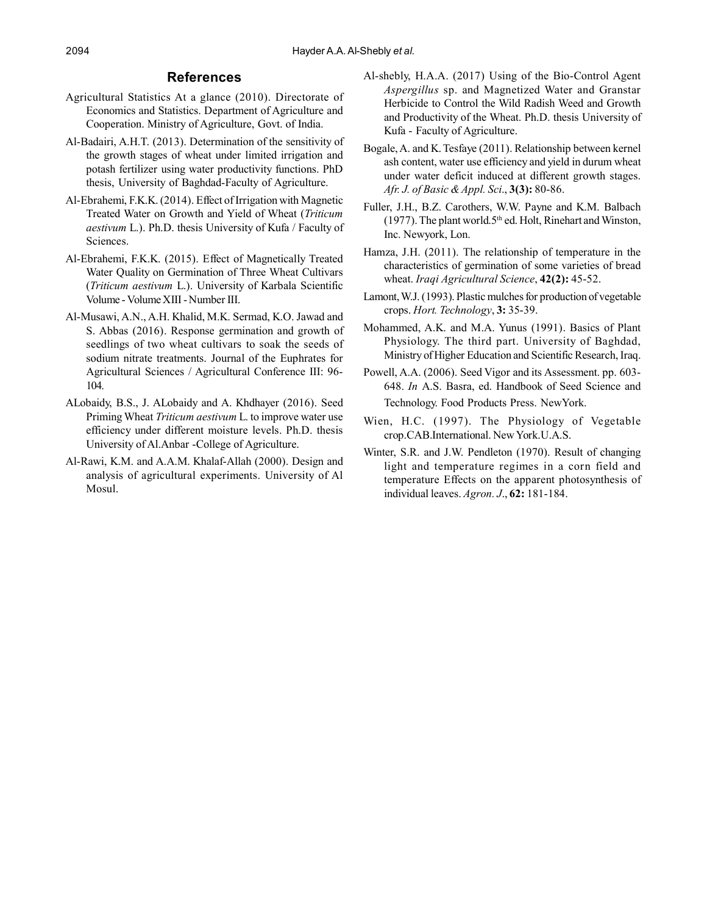## References

Agricultural Statistics At a glance (2010). Directorate of Economics and Statistics. Department of Agriculture and Cooperation. Ministry of Agriculture, Govt. of India.

Al-Badairi, A.H.T. (2013). Determination of the sensitivity of the growth stages of wheat under limited irrigation and potash fertilizer using water productivity functions. PhD thesis, University of Baghdad-Faculty of Agriculture.

Al-Ebrahemi, F.K.K. (2014). Effect of Irrigation with Magnetic Treated Water on Growth and Yield of Wheat (*Triticum aestivum* L.). Ph.D. thesis University of Kufa / Faculty of Sciences.

Al-Ebrahemi, F.K.K. (2015). Effect of Magnetically Treated Water Quality on Germination of Three Wheat Cultivars (*Triticum aestivum* L.). University of Karbala Scientific Volume - Volume XIII - Number III.

Al-Musawi, A.N., A.H. Khalid, M.K. Sermad, K.O. Jawad and S. Abbas (2016). Response germination and growth of seedlings of two wheat cultivars to soak the seeds of sodium nitrate treatments. Journal of the Euphrates for Agricultural Sciences / Agricultural Conference III: 96-104.

ALobaidy, B.S., J. ALobaidy and A. Khdhayer (2016). Seed Priming Wheat *Triticum aestivum* L. to improve water use efficiency under different moisture levels. Ph.D. thesis University of Al.Anbar -College of Agriculture.

Al-Rawi, K.M. and A.A.M. Khalaf-Allah (2000). Design and analysis of agricultural experiments. University of Al Mosul.

Al-shebly, H.A.A. (2017) Using of the Bio-Control Agent *Aspergillus* sp. and Magnetized Water and Granstar Herbicide to Control the Wild Radish Weed and Growth and Productivity of the Wheat. Ph.D. thesis University of Kufa - Faculty of Agriculture.

Bogale, A. and K. Tesfaye (2011). Relationship between kernel ash content, water use efficiency and yield in durum wheat under water deficit induced at different growth stages. *Afr. J. of Basic & Appl. Sci*., **3(3):** 80-86.

Fuller, J.H., B.Z. Carothers, W.W. Payne and K.M. Balbach (1977). The plant world.5th ed. Holt, Rinehart and Winston, Inc. Newyork, Lon.

Hamza, J.H. (2011). The relationship of temperature in the characteristics of germination of some varieties of bread wheat. *Iraqi Agricultural Science*, **42(2):** 45-52.

Lamont, W.J. (1993). Plastic mulches for production of vegetable crops. *Hort. Technology*, **3:** 35-39.

Mohammed, A.K. and M.A. Yunus (1991). Basics of Plant Physiology. The third part. University of Baghdad, Ministry of Higher Education and Scientific Research, Iraq.

Powell, A.A. (2006). Seed Vigor and its Assessment. pp. 603-648. *In* A.S. Basra, ed. Handbook of Seed Science and Technology. Food Products Press. NewYork.

Wien, H.C. (1997). The Physiology of Vegetable crop.CAB.International. New York.U.A.S.

Winter, S.R. and J.W. Pendleton (1970). Result of changing light and temperature regimes in a corn field and temperature Effects on the apparent photosynthesis of individual leaves. *Agron. J*., **62:** 181-184.